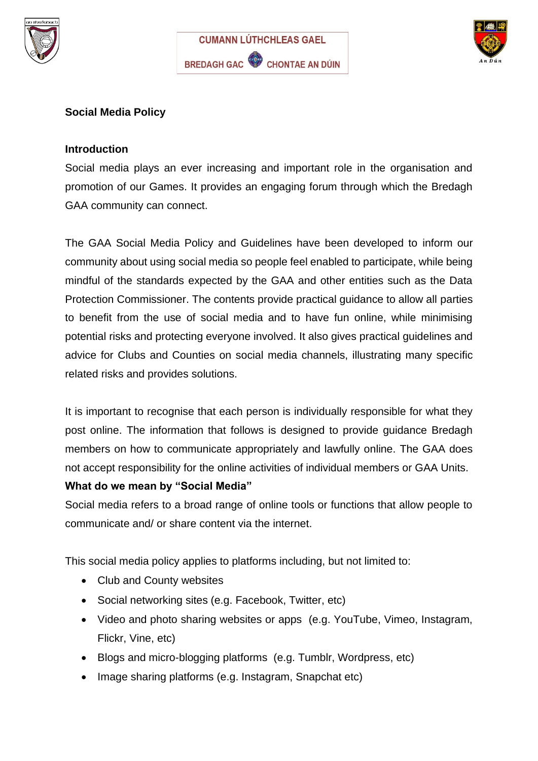CUMANN LÚTHCHLEAS GAEL

BREDAGH GAC CHONTAE AN DÚIN

## Social Media Policy

### Introduction

Social media plays an ever increasing and important role in the organisation and promotion of our Games. It provides an engaging forum through which the Bredagh GAA community can connect.

The GAA Social Media Policy and Guidelines have been developed to inform our community about using social media so people feel enabled to participate, while being mindful of the standards expected by the GAA and other entities such as the Data Protection Commissioner. The contents provide practical guidance to allow all parties to benefit from the use of social media and to have fun online, while minimising potential risks and protecting everyone involved. It also gives practical guidelines and advice for Clubs and Counties on social media channels, illustrating many specific related risks and provides solutions.

It is important to recognise that each person is individually responsible for what they post online. The information that follows is designed to provide guidance Bredagh members on how to communicate appropriately and lawfully online. The GAA does not accept responsibility for the online activities of individual members or GAA Units.

### What do we mean by "Social Media"

Social media refers to a broad range of online tools or functions that allow people to communicate and/ or share content via the internet.

This social media policy applies to platforms including, but not limited to:

- Club and County websites
- Social networking sites (e.g. Facebook, Twitter, etc)
- Video and photo sharing websites or apps (e.g. YouTube, Vimeo, Instagram, Flickr, Vine, etc)
- Blogs and micro-blogging platforms (e.g. Tumblr, Wordpress, etc)
- Image sharing platforms (e.g. Instagram, Snapchat etc)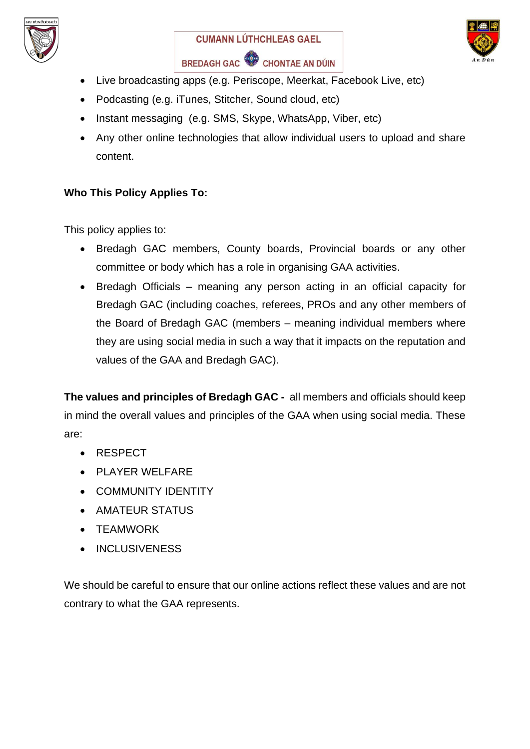- Live broadcasting apps (e.g. Periscope, Meerkat, Facebook Live, etc)
- Podcasting (e.g. iTunes, Stitcher, Sound cloud, etc)
- Instant messaging (e.g. SMS, Skype, WhatsApp, Viber, etc)
- Any other online technologies that allow individual users to upload and share content.

**Who This Policy Applies To:**

This policy applies to:

- Bredagh GAC members, County boards, Provincial boards or any other committee or body which has a role in organising GAA activities.
- Bredagh Officials – meaning any person acting in an official capacity for Bredagh GAC (including coaches, referees, PROs and any other members of the Board of Bredagh GAC (members – meaning individual members where they are using social media in such a way that it impacts on the reputation and values of the GAA and Bredagh GAC).

**The values and principles of Bredagh GAC -** all members and officials should keep in mind the overall values and principles of the GAA when using social media. These are:

- RESPECT
- PLAYER WELFARE
- COMMUNITY IDENTITY
- AMATEUR STATUS
- TEAMWORK
- INCLUSIVENESS

We should be careful to ensure that our online actions reflect these values and are not contrary to what the GAA represents.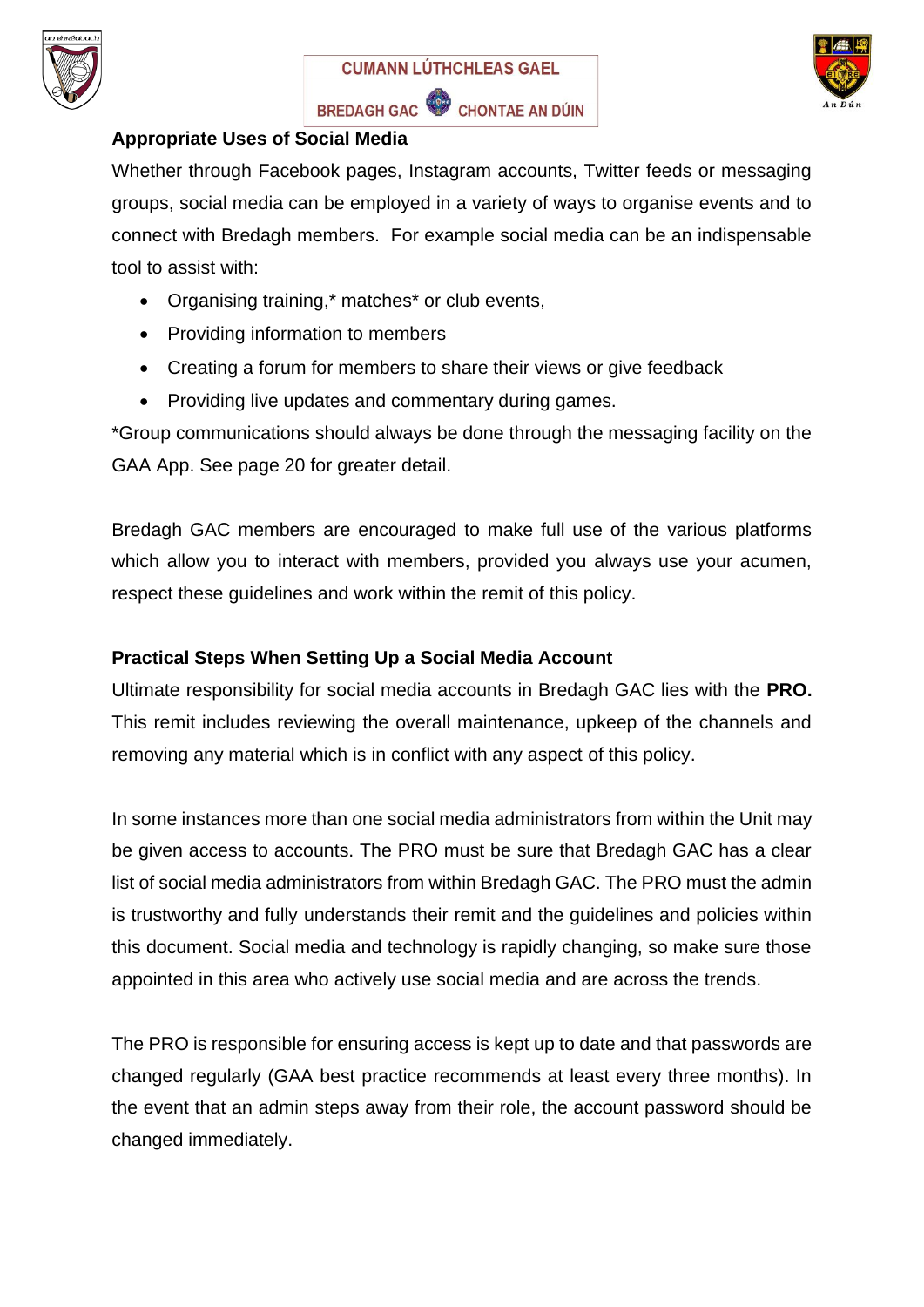**Appropriate Uses of Social Media**

Whether through Facebook pages, Instagram accounts, Twitter feeds or messaging groups, social media can be employed in a variety of ways to organise events and to connect with Bredagh members. For example social media can be an indispensable tool to assist with:

- Organising training,* matches* or club events,
- Providing information to members
- Creating a forum for members to share their views or give feedback
- Providing live updates and commentary during games.

*Group communications should always be done through the messaging facility on the GAA App. See page 20 for greater detail.

Bredagh GAC members are encouraged to make full use of the various platforms which allow you to interact with members, provided you always use your acumen, respect these guidelines and work within the remit of this policy.

**Practical Steps When Setting Up a Social Media Account**

Ultimate responsibility for social media accounts in Bredagh GAC lies with the **PRO.** This remit includes reviewing the overall maintenance, upkeep of the channels and removing any material which is in conflict with any aspect of this policy.

In some instances more than one social media administrators from within the Unit may be given access to accounts. The PRO must be sure that Bredagh GAC has a clear list of social media administrators from within Bredagh GAC. The PRO must the admin is trustworthy and fully understands their remit and the guidelines and policies within this document. Social media and technology is rapidly changing, so make sure those appointed in this area who actively use social media and are across the trends.

The PRO is responsible for ensuring access is kept up to date and that passwords are changed regularly (GAA best practice recommends at least every three months). In the event that an admin steps away from their role, the account password should be changed immediately.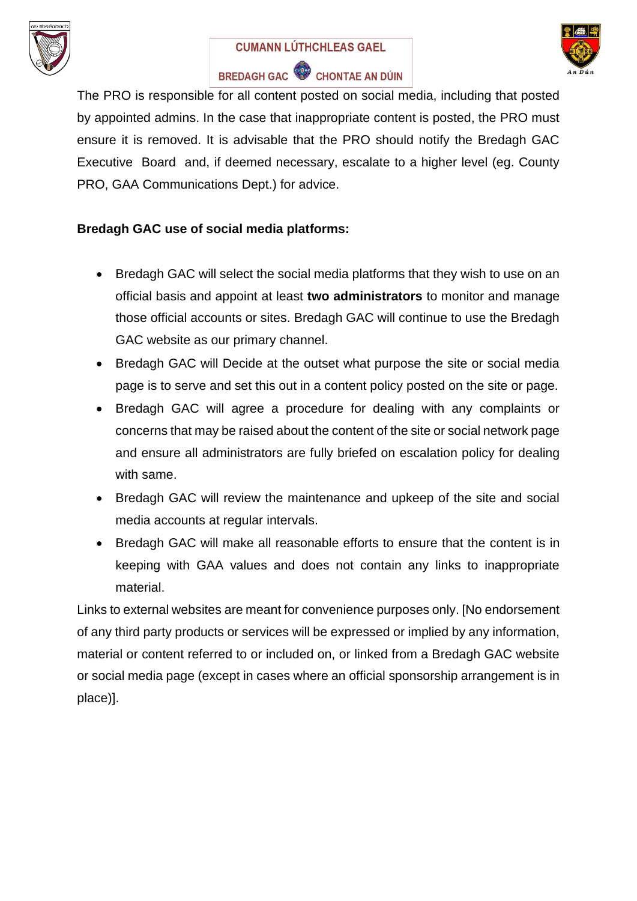The PRO is responsible for all content posted on social media, including that posted by appointed admins. In the case that inappropriate content is posted, the PRO must ensure it is removed. It is advisable that the PRO should notify the Bredagh GAC Executive Board and, if deemed necessary, escalate to a higher level (eg. County PRO, GAA Communications Dept.) for advice.

**Bredagh GAC use of social media platforms:**

- Bredagh GAC will select the social media platforms that they wish to use on an official basis and appoint at least **two administrators** to monitor and manage those official accounts or sites. Bredagh GAC will continue to use the Bredagh GAC website as our primary channel.
- Bredagh GAC will Decide at the outset what purpose the site or social media page is to serve and set this out in a content policy posted on the site or page.
- Bredagh GAC will agree a procedure for dealing with any complaints or concerns that may be raised about the content of the site or social network page and ensure all administrators are fully briefed on escalation policy for dealing with same.
- Bredagh GAC will review the maintenance and upkeep of the site and social media accounts at regular intervals.
- Bredagh GAC will make all reasonable efforts to ensure that the content is in keeping with GAA values and does not contain any links to inappropriate material.

Links to external websites are meant for convenience purposes only. [No endorsement of any third party products or services will be expressed or implied by any information, material or content referred to or included on, or linked from a Bredagh GAC website or social media page (except in cases where an official sponsorship arrangement is in place)].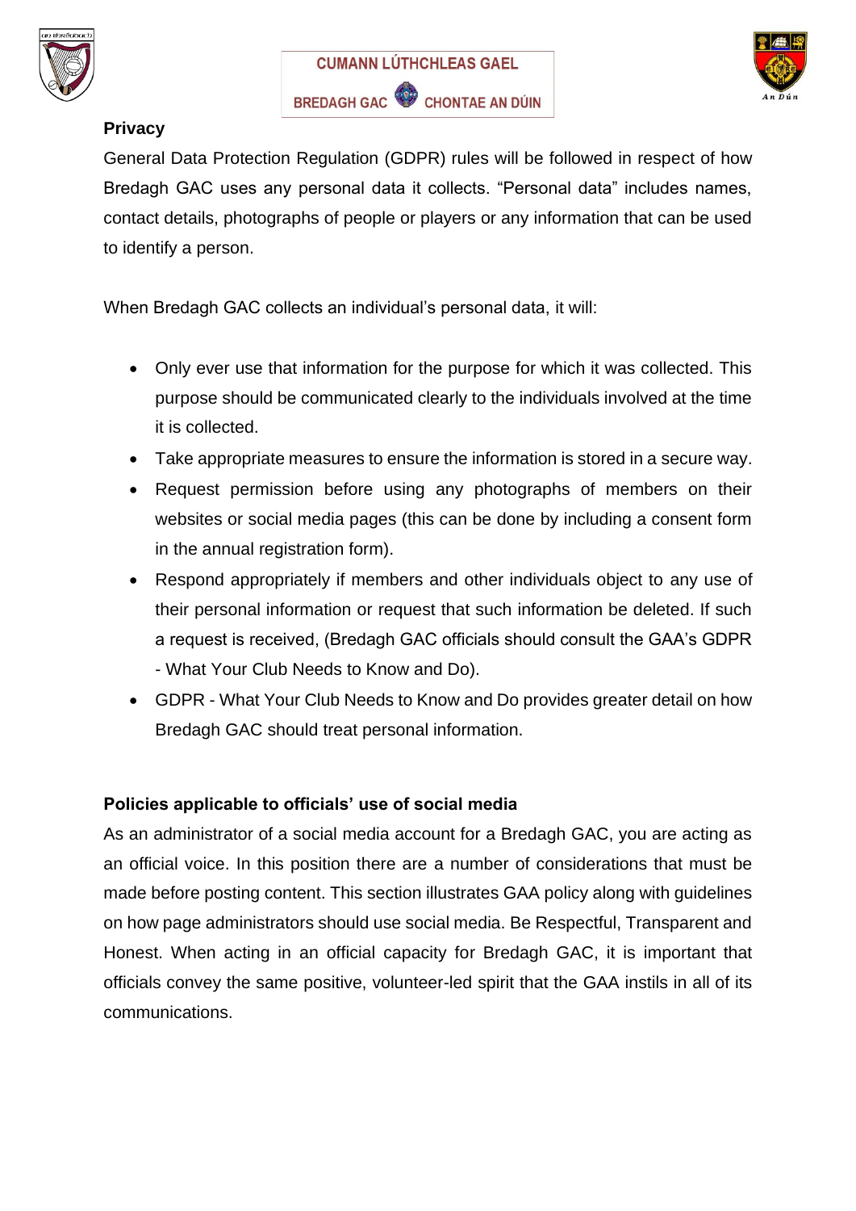**Privacy**

General Data Protection Regulation (GDPR) rules will be followed in respect of how Bredagh GAC uses any personal data it collects. "Personal data" includes names, contact details, photographs of people or players or any information that can be used to identify a person.

When Bredagh GAC collects an individual's personal data, it will:

- Only ever use that information for the purpose for which it was collected. This purpose should be communicated clearly to the individuals involved at the time it is collected.
- Take appropriate measures to ensure the information is stored in a secure way.
- Request permission before using any photographs of members on their websites or social media pages (this can be done by including a consent form in the annual registration form).
- Respond appropriately if members and other individuals object to any use of their personal information or request that such information be deleted. If such a request is received, (Bredagh GAC officials should consult the GAA's GDPR - What Your Club Needs to Know and Do).
- GDPR - What Your Club Needs to Know and Do provides greater detail on how Bredagh GAC should treat personal information.

**Policies applicable to officials' use of social media**

As an administrator of a social media account for a Bredagh GAC, you are acting as an official voice. In this position there are a number of considerations that must be made before posting content. This section illustrates GAA policy along with guidelines on how page administrators should use social media. Be Respectful, Transparent and Honest. When acting in an official capacity for Bredagh GAC, it is important that officials convey the same positive, volunteer-led spirit that the GAA instils in all of its communications.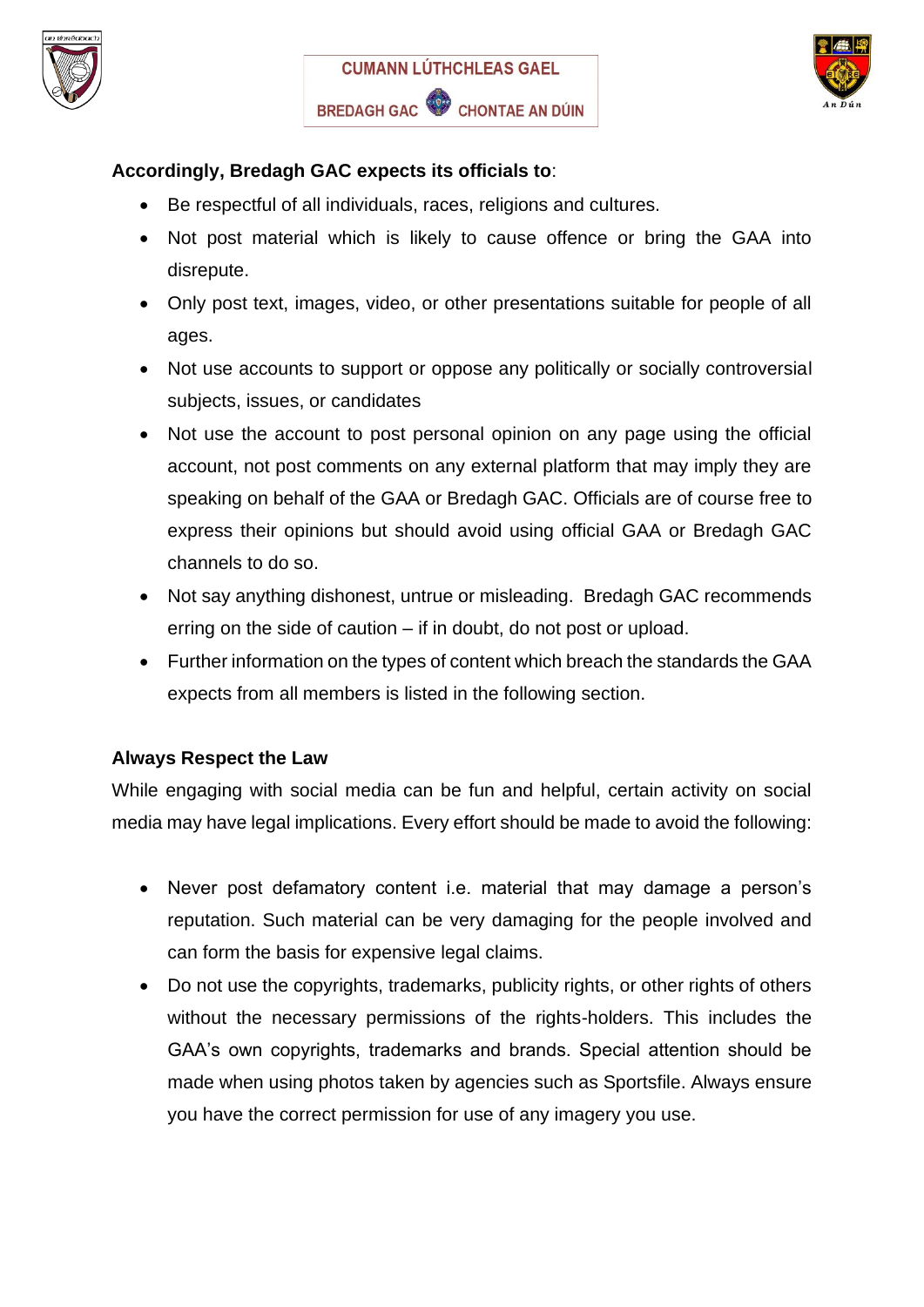**Accordingly, Bredagh GAC expects its officials to**:

- Be respectful of all individuals, races, religions and cultures.
- Not post material which is likely to cause offence or bring the GAA into disrepute.
- Only post text, images, video, or other presentations suitable for people of all ages.
- Not use accounts to support or oppose any politically or socially controversial subjects, issues, or candidates
- Not use the account to post personal opinion on any page using the official account, not post comments on any external platform that may imply they are speaking on behalf of the GAA or Bredagh GAC. Officials are of course free to express their opinions but should avoid using official GAA or Bredagh GAC channels to do so.
- Not say anything dishonest, untrue or misleading. Bredagh GAC recommends erring on the side of caution – if in doubt, do not post or upload.
- Further information on the types of content which breach the standards the GAA expects from all members is listed in the following section.

**Always Respect the Law**

While engaging with social media can be fun and helpful, certain activity on social media may have legal implications. Every effort should be made to avoid the following:

- Never post defamatory content i.e. material that may damage a person's reputation. Such material can be very damaging for the people involved and can form the basis for expensive legal claims.
- Do not use the copyrights, trademarks, publicity rights, or other rights of others without the necessary permissions of the rights-holders. This includes the GAA's own copyrights, trademarks and brands. Special attention should be made when using photos taken by agencies such as Sportsfile. Always ensure you have the correct permission for use of any imagery you use.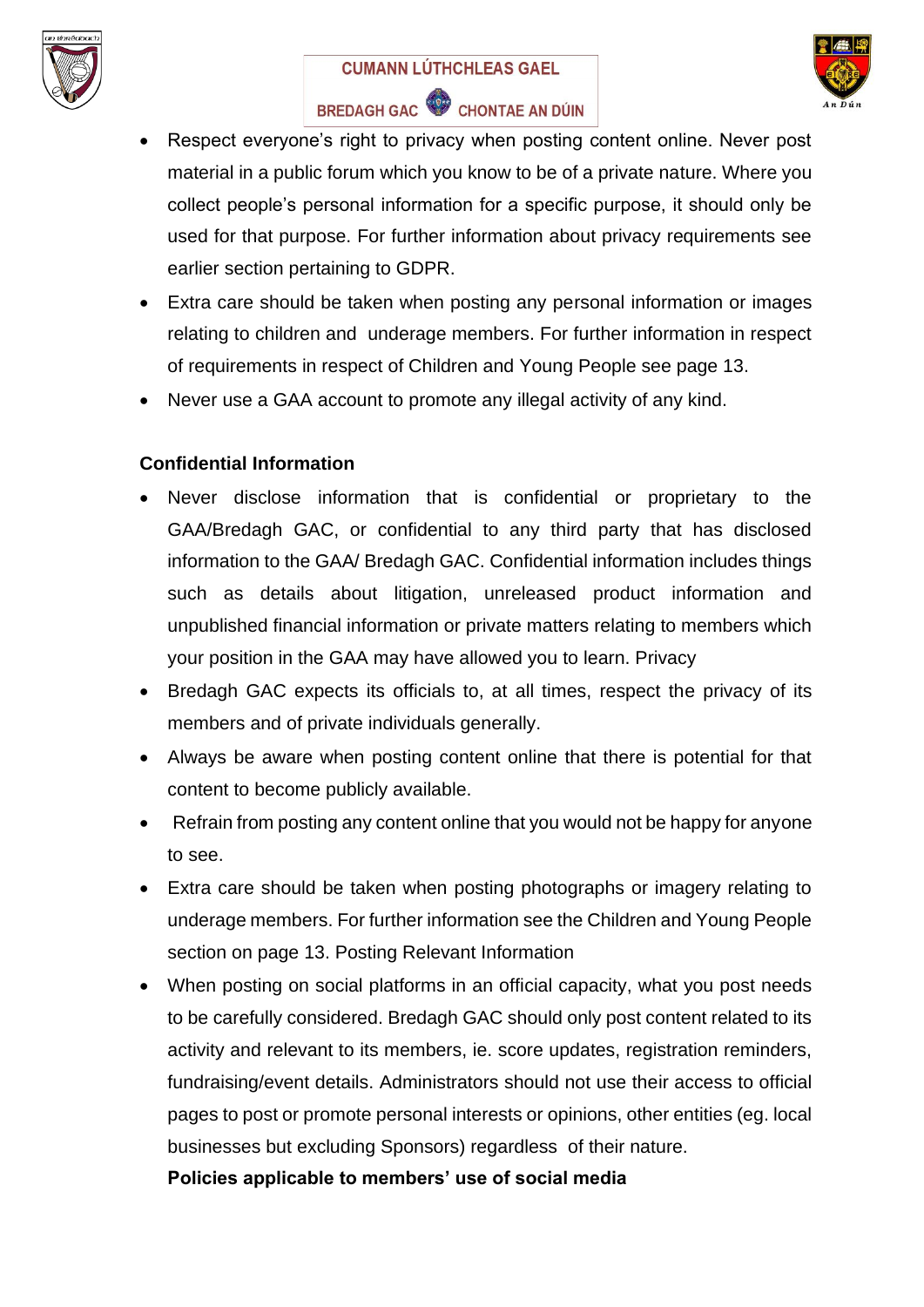- Respect everyone's right to privacy when posting content online. Never post material in a public forum which you know to be of a private nature. Where you collect people's personal information for a specific purpose, it should only be used for that purpose. For further information about privacy requirements see earlier section pertaining to GDPR.
- Extra care should be taken when posting any personal information or images relating to children and underage members. For further information in respect of requirements in respect of Children and Young People see page 13.
- Never use a GAA account to promote any illegal activity of any kind.

**Confidential Information**

- Never disclose information that is confidential or proprietary to the GAA/Bredagh GAC, or confidential to any third party that has disclosed information to the GAA/ Bredagh GAC. Confidential information includes things such as details about litigation, unreleased product information and unpublished financial information or private matters relating to members which your position in the GAA may have allowed you to learn. Privacy
- Bredagh GAC expects its officials to, at all times, respect the privacy of its members and of private individuals generally.
- Always be aware when posting content online that there is potential for that content to become publicly available.
- Refrain from posting any content online that you would not be happy for anyone to see.
- Extra care should be taken when posting photographs or imagery relating to underage members. For further information see the Children and Young People section on page 13. Posting Relevant Information
- When posting on social platforms in an official capacity, what you post needs to be carefully considered. Bredagh GAC should only post content related to its activity and relevant to its members, ie. score updates, registration reminders, fundraising/event details. Administrators should not use their access to official pages to post or promote personal interests or opinions, other entities (eg. local businesses but excluding Sponsors) regardless of their nature.

**Policies applicable to members' use of social media**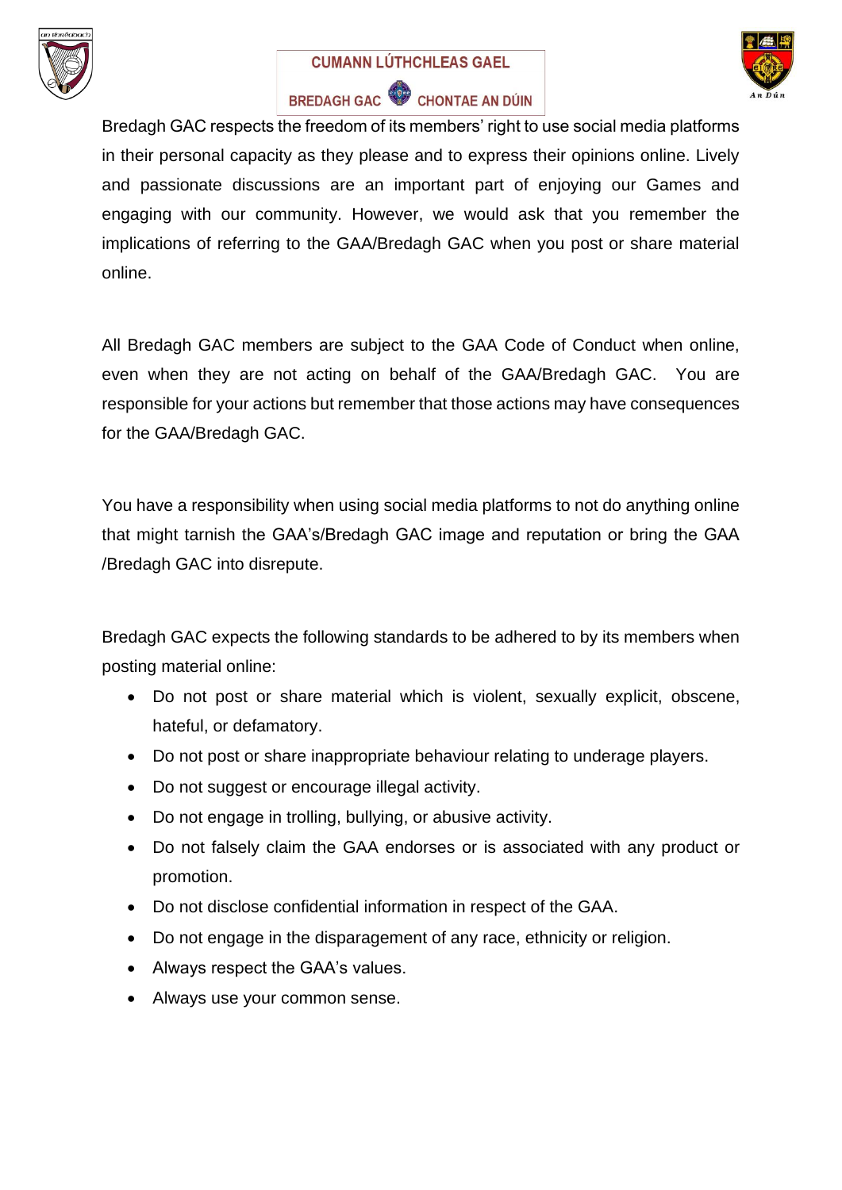Bredagh GAC respects the freedom of its members' right to use social media platforms in their personal capacity as they please and to express their opinions online. Lively and passionate discussions are an important part of enjoying our Games and engaging with our community. However, we would ask that you remember the implications of referring to the GAA/Bredagh GAC when you post or share material online.

All Bredagh GAC members are subject to the GAA Code of Conduct when online, even when they are not acting on behalf of the GAA/Bredagh GAC. You are responsible for your actions but remember that those actions may have consequences for the GAA/Bredagh GAC.

You have a responsibility when using social media platforms to not do anything online that might tarnish the GAA's/Bredagh GAC image and reputation or bring the GAA /Bredagh GAC into disrepute.

Bredagh GAC expects the following standards to be adhered to by its members when posting material online:

- Do not post or share material which is violent, sexually explicit, obscene, hateful, or defamatory.
- Do not post or share inappropriate behaviour relating to underage players.
- Do not suggest or encourage illegal activity.
- Do not engage in trolling, bullying, or abusive activity.
- Do not falsely claim the GAA endorses or is associated with any product or promotion.
- Do not disclose confidential information in respect of the GAA.
- Do not engage in the disparagement of any race, ethnicity or religion.
- Always respect the GAA's values.
- Always use your common sense.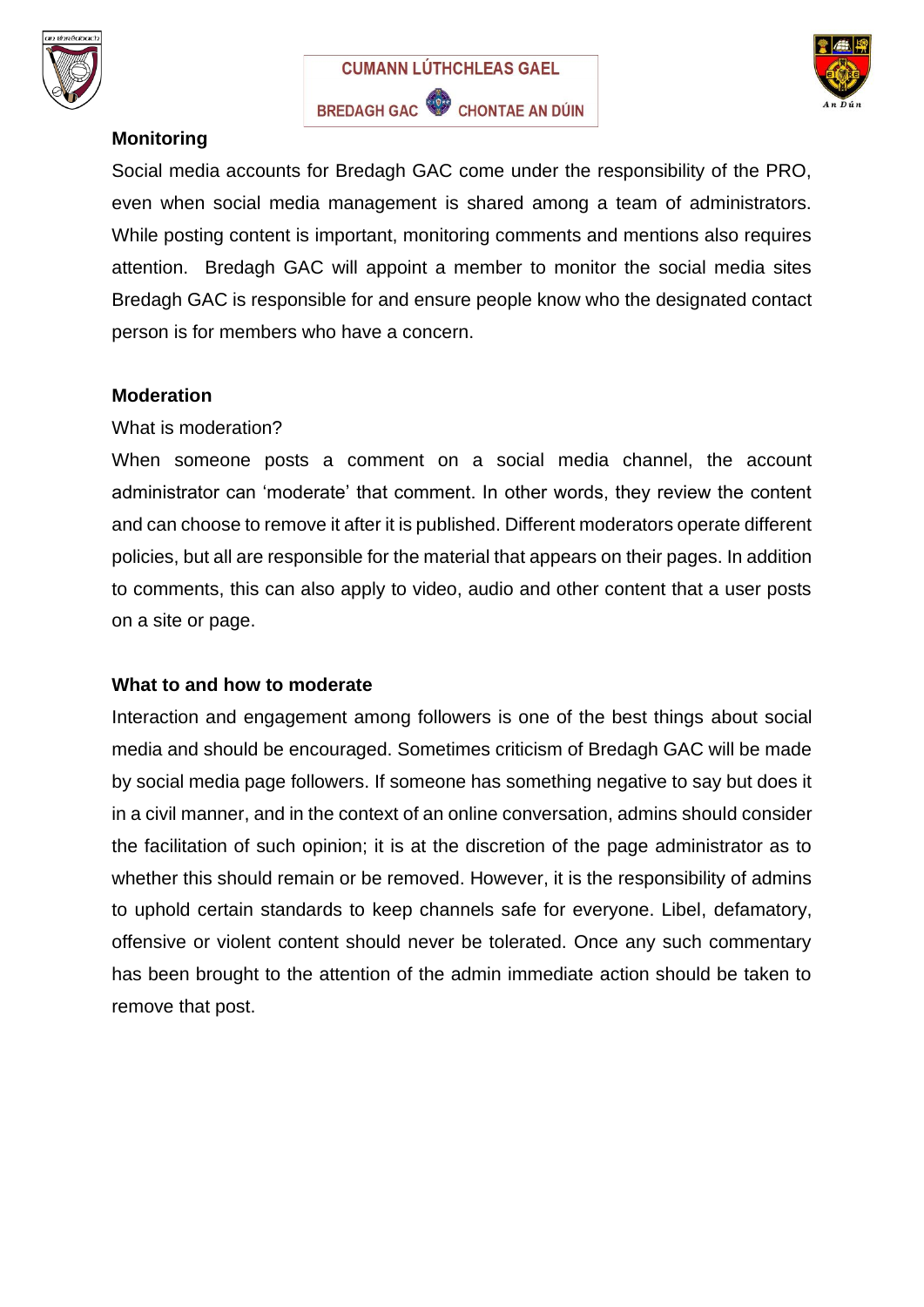### Monitoring

Social media accounts for Bredagh GAC come under the responsibility of the PRO, even when social media management is shared among a team of administrators. While posting content is important, monitoring comments and mentions also requires attention. Bredagh GAC will appoint a member to monitor the social media sites Bredagh GAC is responsible for and ensure people know who the designated contact person is for members who have a concern.

### Moderation

What is moderation?

When someone posts a comment on a social media channel, the account administrator can 'moderate' that comment. In other words, they review the content and can choose to remove it after it is published. Different moderators operate different policies, but all are responsible for the material that appears on their pages. In addition to comments, this can also apply to video, audio and other content that a user posts on a site or page.

### What to and how to moderate

Interaction and engagement among followers is one of the best things about social media and should be encouraged. Sometimes criticism of Bredagh GAC will be made by social media page followers. If someone has something negative to say but does it in a civil manner, and in the context of an online conversation, admins should consider the facilitation of such opinion; it is at the discretion of the page administrator as to whether this should remain or be removed. However, it is the responsibility of admins to uphold certain standards to keep channels safe for everyone. Libel, defamatory, offensive or violent content should never be tolerated. Once any such commentary has been brought to the attention of the admin immediate action should be taken to remove that post.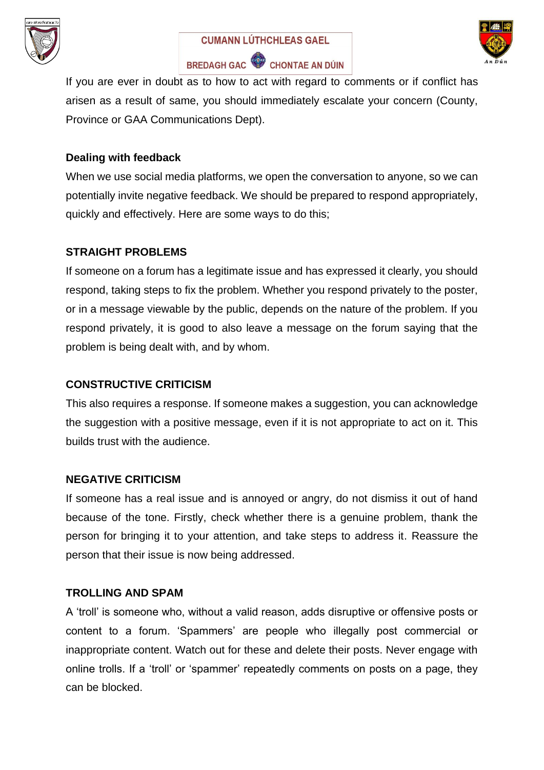If you are ever in doubt as to how to act with regard to comments or if conflict has arisen as a result of same, you should immediately escalate your concern (County, Province or GAA Communications Dept).

**Dealing with feedback**

When we use social media platforms, we open the conversation to anyone, so we can potentially invite negative feedback. We should be prepared to respond appropriately, quickly and effectively. Here are some ways to do this;

**STRAIGHT PROBLEMS**

If someone on a forum has a legitimate issue and has expressed it clearly, you should respond, taking steps to fix the problem. Whether you respond privately to the poster, or in a message viewable by the public, depends on the nature of the problem. If you respond privately, it is good to also leave a message on the forum saying that the problem is being dealt with, and by whom.

**CONSTRUCTIVE CRITICISM**

This also requires a response. If someone makes a suggestion, you can acknowledge the suggestion with a positive message, even if it is not appropriate to act on it. This builds trust with the audience.

**NEGATIVE CRITICISM**

If someone has a real issue and is annoyed or angry, do not dismiss it out of hand because of the tone. Firstly, check whether there is a genuine problem, thank the person for bringing it to your attention, and take steps to address it. Reassure the person that their issue is now being addressed.

**TROLLING AND SPAM**

A 'troll' is someone who, without a valid reason, adds disruptive or offensive posts or content to a forum. 'Spammers' are people who illegally post commercial or inappropriate content. Watch out for these and delete their posts. Never engage with online trolls. If a 'troll' or 'spammer' repeatedly comments on posts on a page, they can be blocked.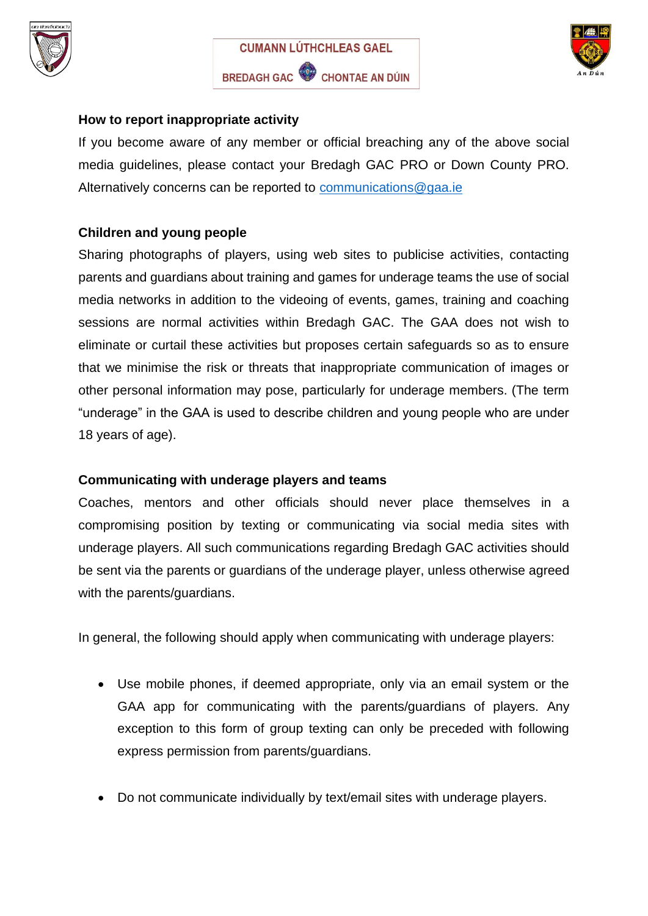### How to report inappropriate activity

If you become aware of any member or official breaching any of the above social media guidelines, please contact your Bredagh GAC PRO or Down County PRO. Alternatively concerns can be reported to [communications@gaa.ie](mailto:communications@gaa.ie)

### Children and young people

Sharing photographs of players, using web sites to publicise activities, contacting parents and guardians about training and games for underage teams the use of social media networks in addition to the videoing of events, games, training and coaching sessions are normal activities within Bredagh GAC. The GAA does not wish to eliminate or curtail these activities but proposes certain safeguards so as to ensure that we minimise the risk or threats that inappropriate communication of images or other personal information may pose, particularly for underage members. (The term “underage” in the GAA is used to describe children and young people who are under 18 years of age).

### Communicating with underage players and teams

Coaches, mentors and other officials should never place themselves in a compromising position by texting or communicating via social media sites with underage players. All such communications regarding Bredagh GAC activities should be sent via the parents or guardians of the underage player, unless otherwise agreed with the parents/guardians.

In general, the following should apply when communicating with underage players:

- Use mobile phones, if deemed appropriate, only via an email system or the GAA app for communicating with the parents/guardians of players. Any exception to this form of group texting can only be preceded with following express permission from parents/guardians.

- Do not communicate individually by text/email sites with underage players.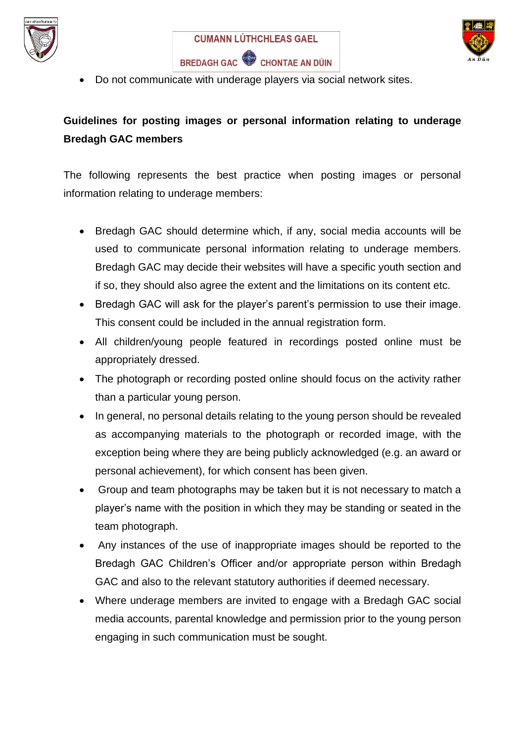- Do not communicate with underage players via social network sites.

**Guidelines for posting images or personal information relating to underage Bredagh GAC members**

The following represents the best practice when posting images or personal information relating to underage members:

- Bredagh GAC should determine which, if any, social media accounts will be used to communicate personal information relating to underage members. Bredagh GAC may decide their websites will have a specific youth section and if so, they should also agree the extent and the limitations on its content etc.
- Bredagh GAC will ask for the player's parent's permission to use their image. This consent could be included in the annual registration form.
- All children/young people featured in recordings posted online must be appropriately dressed.
- The photograph or recording posted online should focus on the activity rather than a particular young person.
- In general, no personal details relating to the young person should be revealed as accompanying materials to the photograph or recorded image, with the exception being where they are being publicly acknowledged (e.g. an award or personal achievement), for which consent has been given.
- Group and team photographs may be taken but it is not necessary to match a player's name with the position in which they may be standing or seated in the team photograph.
- Any instances of the use of inappropriate images should be reported to the Bredagh GAC Children's Officer and/or appropriate person within Bredagh GAC and also to the relevant statutory authorities if deemed necessary.
- Where underage members are invited to engage with a Bredagh GAC social media accounts, parental knowledge and permission prior to the young person engaging in such communication must be sought.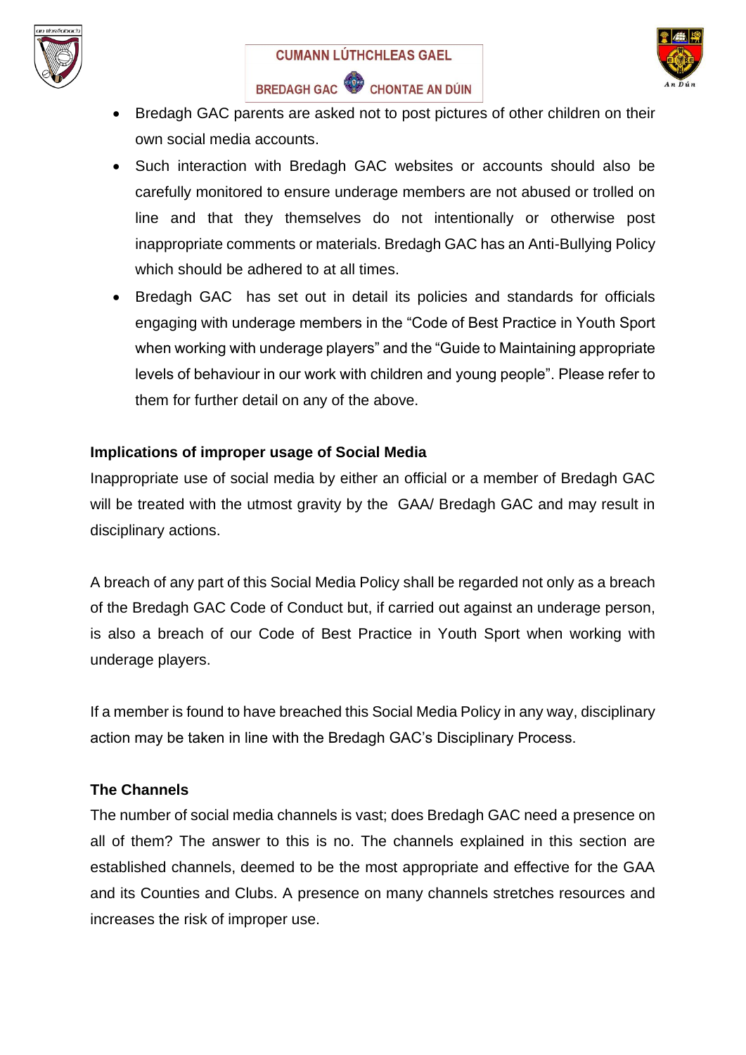- Bredagh GAC parents are asked not to post pictures of other children on their own social media accounts.
- Such interaction with Bredagh GAC websites or accounts should also be carefully monitored to ensure underage members are not abused or trolled on line and that they themselves do not intentionally or otherwise post inappropriate comments or materials. Bredagh GAC has an Anti-Bullying Policy which should be adhered to at all times.
- Bredagh GAC has set out in detail its policies and standards for officials engaging with underage members in the "Code of Best Practice in Youth Sport when working with underage players" and the "Guide to Maintaining appropriate levels of behaviour in our work with children and young people". Please refer to them for further detail on any of the above.

**Implications of improper usage of Social Media**

Inappropriate use of social media by either an official or a member of Bredagh GAC will be treated with the utmost gravity by the GAA/ Bredagh GAC and may result in disciplinary actions.

A breach of any part of this Social Media Policy shall be regarded not only as a breach of the Bredagh GAC Code of Conduct but, if carried out against an underage person, is also a breach of our Code of Best Practice in Youth Sport when working with underage players.

If a member is found to have breached this Social Media Policy in any way, disciplinary action may be taken in line with the Bredagh GAC's Disciplinary Process.

**The Channels**

The number of social media channels is vast; does Bredagh GAC need a presence on all of them? The answer to this is no. The channels explained in this section are established channels, deemed to be the most appropriate and effective for the GAA and its Counties and Clubs. A presence on many channels stretches resources and increases the risk of improper use.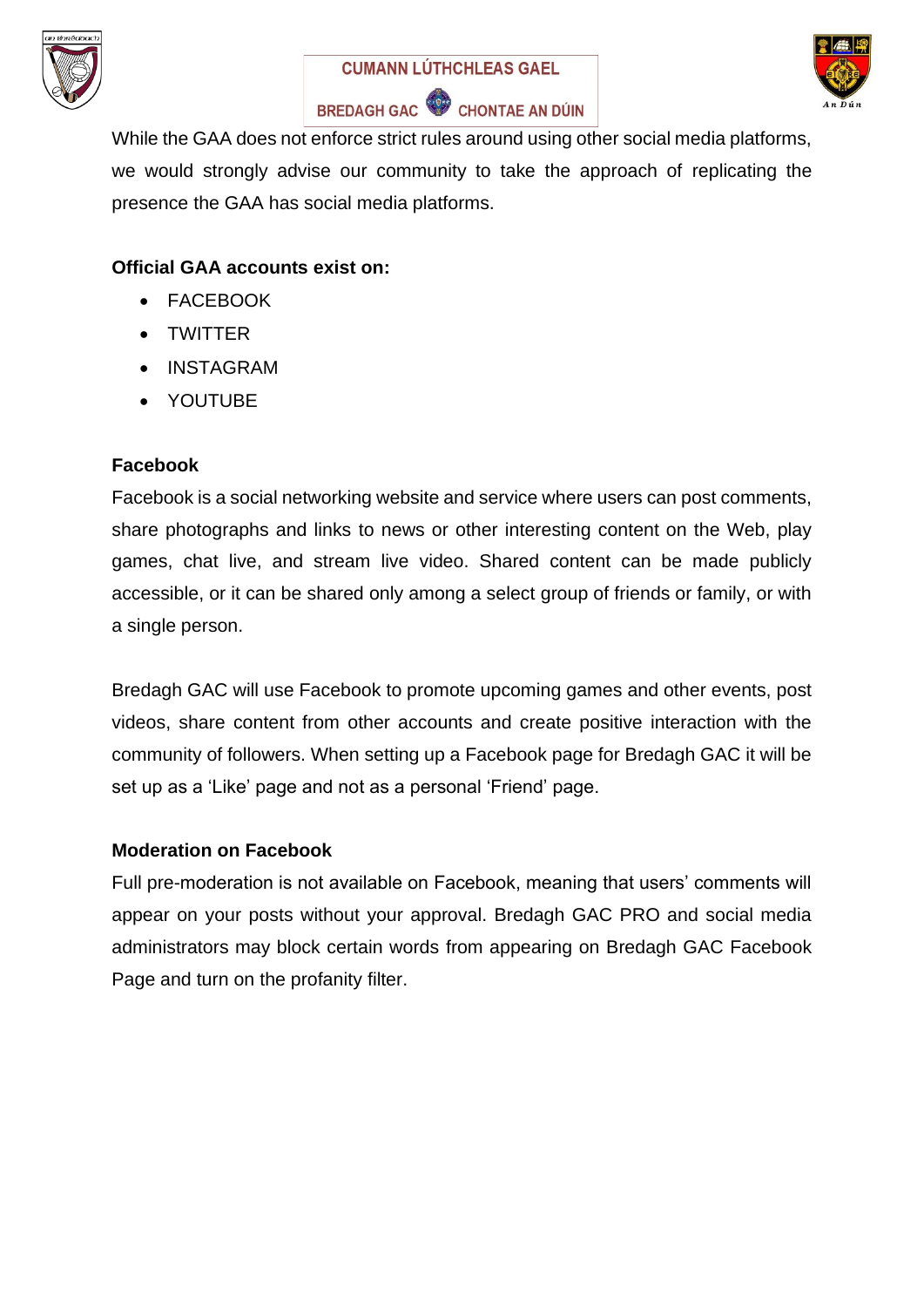While the GAA does not enforce strict rules around using other social media platforms, we would strongly advise our community to take the approach of replicating the presence the GAA has social media platforms.

**Official GAA accounts exist on:**

- FACEBOOK
- TWITTER
- INSTAGRAM
- YOUTUBE

**Facebook**

Facebook is a social networking website and service where users can post comments, share photographs and links to news or other interesting content on the Web, play games, chat live, and stream live video. Shared content can be made publicly accessible, or it can be shared only among a select group of friends or family, or with a single person.

Bredagh GAC will use Facebook to promote upcoming games and other events, post videos, share content from other accounts and create positive interaction with the community of followers. When setting up a Facebook page for Bredagh GAC it will be set up as a 'Like' page and not as a personal 'Friend' page.

**Moderation on Facebook**

Full pre-moderation is not available on Facebook, meaning that users' comments will appear on your posts without your approval. Bredagh GAC PRO and social media administrators may block certain words from appearing on Bredagh GAC Facebook Page and turn on the profanity filter.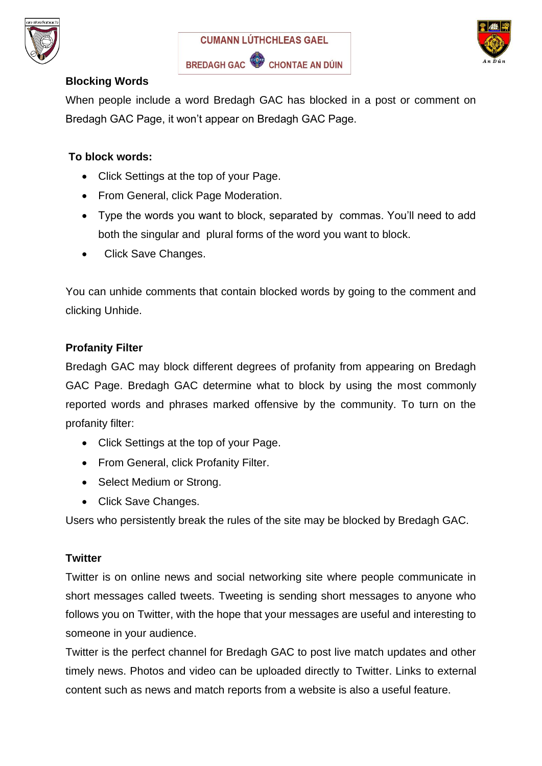## Blocking Words

When people include a word Bredagh GAC has blocked in a post or comment on Bredagh GAC Page, it won't appear on Bredagh GAC Page.

**To block words:**

- Click Settings at the top of your Page.
- From General, click Page Moderation.
- Type the words you want to block, separated by commas. You'll need to add both the singular and plural forms of the word you want to block.
- Click Save Changes.

You can unhide comments that contain blocked words by going to the comment and clicking Unhide.

## Profanity Filter

Bredagh GAC may block different degrees of profanity from appearing on Bredagh GAC Page. Bredagh GAC determine what to block by using the most commonly reported words and phrases marked offensive by the community. To turn on the profanity filter:

- Click Settings at the top of your Page.
- From General, click Profanity Filter.
- Select Medium or Strong.
- Click Save Changes.

Users who persistently break the rules of the site may be blocked by Bredagh GAC.

## Twitter

Twitter is on online news and social networking site where people communicate in short messages called tweets. Tweeting is sending short messages to anyone who follows you on Twitter, with the hope that your messages are useful and interesting to someone in your audience.

Twitter is the perfect channel for Bredagh GAC to post live match updates and other timely news. Photos and video can be uploaded directly to Twitter. Links to external content such as news and match reports from a website is also a useful feature.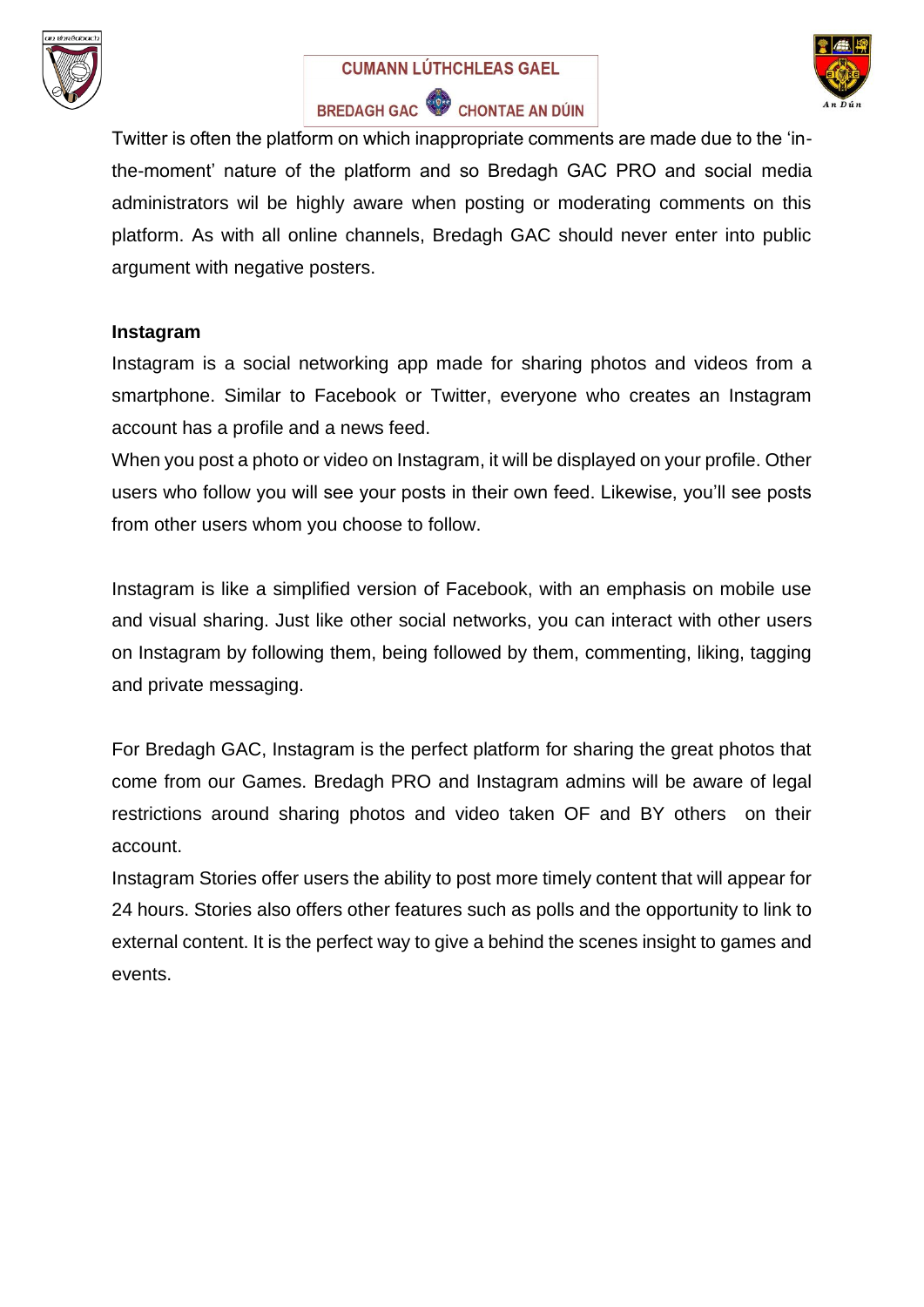Twitter is often the platform on which inappropriate comments are made due to the 'in-the-moment' nature of the platform and so Bredagh GAC PRO and social media administrators wil be highly aware when posting or moderating comments on this platform. As with all online channels, Bredagh GAC should never enter into public argument with negative posters.

**Instagram**

Instagram is a social networking app made for sharing photos and videos from a smartphone. Similar to Facebook or Twitter, everyone who creates an Instagram account has a profile and a news feed.

When you post a photo or video on Instagram, it will be displayed on your profile. Other users who follow you will see your posts in their own feed. Likewise, you'll see posts from other users whom you choose to follow.

Instagram is like a simplified version of Facebook, with an emphasis on mobile use and visual sharing. Just like other social networks, you can interact with other users on Instagram by following them, being followed by them, commenting, liking, tagging and private messaging.

For Bredagh GAC, Instagram is the perfect platform for sharing the great photos that come from our Games. Bredagh PRO and Instagram admins will be aware of legal restrictions around sharing photos and video taken OF and BY others on their account.

Instagram Stories offer users the ability to post more timely content that will appear for 24 hours. Stories also offers other features such as polls and the opportunity to link to external content. It is the perfect way to give a behind the scenes insight to games and events.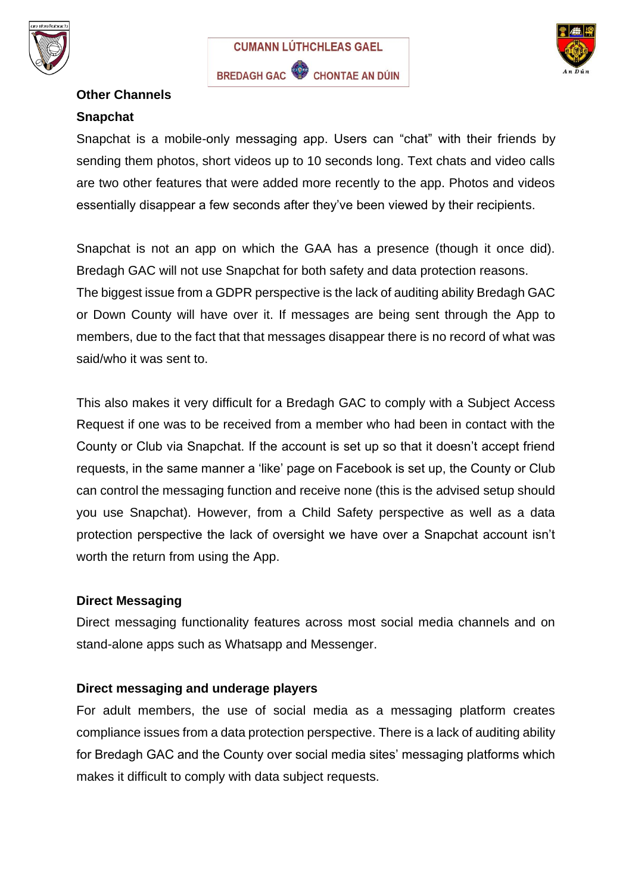## Other Channels

### Snapchat

Snapchat is a mobile-only messaging app. Users can "chat" with their friends by sending them photos, short videos up to 10 seconds long. Text chats and video calls are two other features that were added more recently to the app. Photos and videos essentially disappear a few seconds after they've been viewed by their recipients.

Snapchat is not an app on which the GAA has a presence (though it once did). Bredagh GAC will not use Snapchat for both safety and data protection reasons. The biggest issue from a GDPR perspective is the lack of auditing ability Bredagh GAC or Down County will have over it. If messages are being sent through the App to members, due to the fact that that messages disappear there is no record of what was said/who it was sent to.

This also makes it very difficult for a Bredagh GAC to comply with a Subject Access Request if one was to be received from a member who had been in contact with the County or Club via Snapchat. If the account is set up so that it doesn't accept friend requests, in the same manner a 'like' page on Facebook is set up, the County or Club can control the messaging function and receive none (this is the advised setup should you use Snapchat). However, from a Child Safety perspective as well as a data protection perspective the lack of oversight we have over a Snapchat account isn't worth the return from using the App.

### Direct Messaging

Direct messaging functionality features across most social media channels and on stand-alone apps such as Whatsapp and Messenger.

### Direct messaging and underage players

For adult members, the use of social media as a messaging platform creates compliance issues from a data protection perspective. There is a lack of auditing ability for Bredagh GAC and the County over social media sites' messaging platforms which makes it difficult to comply with data subject requests.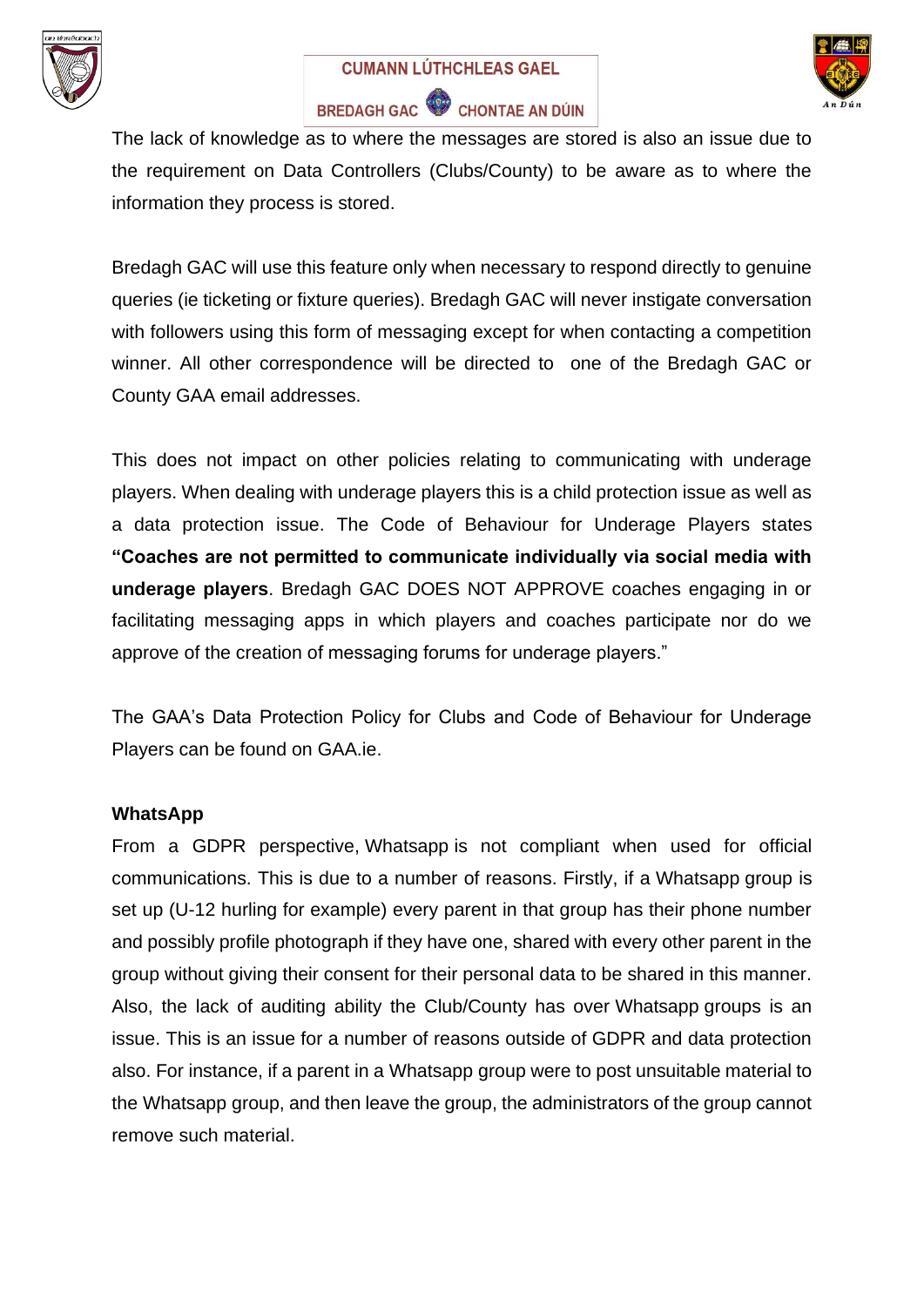The lack of knowledge as to where the messages are stored is also an issue due to the requirement on Data Controllers (Clubs/County) to be aware as to where the information they process is stored.

Bredagh GAC will use this feature only when necessary to respond directly to genuine queries (ie ticketing or fixture queries). Bredagh GAC will never instigate conversation with followers using this form of messaging except for when contacting a competition winner. All other correspondence will be directed to one of the Bredagh GAC or County GAA email addresses.

This does not impact on other policies relating to communicating with underage players. When dealing with underage players this is a child protection issue as well as a data protection issue. The Code of Behaviour for Underage Players states **"Coaches are not permitted to communicate individually via social media with underage players**. Bredagh GAC DOES NOT APPROVE coaches engaging in or facilitating messaging apps in which players and coaches participate nor do we approve of the creation of messaging forums for underage players."

The GAA's Data Protection Policy for Clubs and Code of Behaviour for Underage Players can be found on GAA.ie.

**WhatsApp**

From a GDPR perspective, Whatsapp is not compliant when used for official communications. This is due to a number of reasons. Firstly, if a Whatsapp group is set up (U-12 hurling for example) every parent in that group has their phone number and possibly profile photograph if they have one, shared with every other parent in the group without giving their consent for their personal data to be shared in this manner. Also, the lack of auditing ability the Club/County has over Whatsapp groups is an issue. This is an issue for a number of reasons outside of GDPR and data protection also. For instance, if a parent in a Whatsapp group were to post unsuitable material to the Whatsapp group, and then leave the group, the administrators of the group cannot remove such material.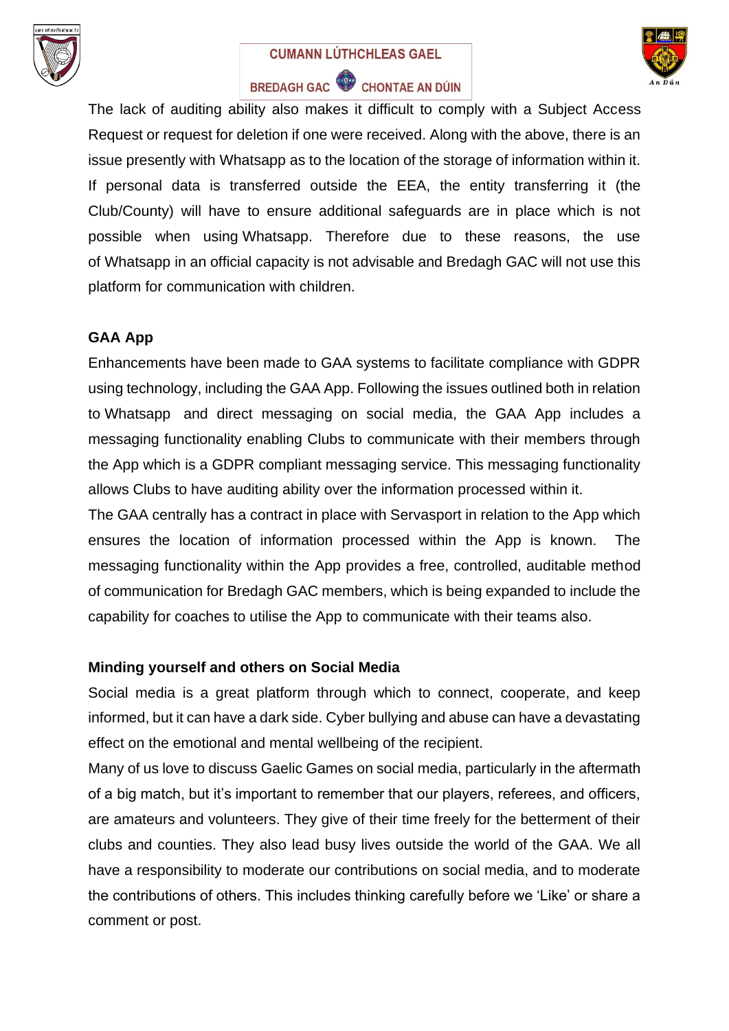The lack of auditing ability also makes it difficult to comply with a Subject Access Request or request for deletion if one were received. Along with the above, there is an issue presently with Whatsapp as to the location of the storage of information within it. If personal data is transferred outside the EEA, the entity transferring it (the Club/County) will have to ensure additional safeguards are in place which is not possible when using Whatsapp. Therefore due to these reasons, the use of Whatsapp in an official capacity is not advisable and Bredagh GAC will not use this platform for communication with children.

**GAA App**

Enhancements have been made to GAA systems to facilitate compliance with GDPR using technology, including the GAA App. Following the issues outlined both in relation to Whatsapp and direct messaging on social media, the GAA App includes a messaging functionality enabling Clubs to communicate with their members through the App which is a GDPR compliant messaging service. This messaging functionality allows Clubs to have auditing ability over the information processed within it.

The GAA centrally has a contract in place with Servasport in relation to the App which ensures the location of information processed within the App is known. The messaging functionality within the App provides a free, controlled, auditable method of communication for Bredagh GAC members, which is being expanded to include the capability for coaches to utilise the App to communicate with their teams also.

**Minding yourself and others on Social Media**

Social media is a great platform through which to connect, cooperate, and keep informed, but it can have a dark side. Cyber bullying and abuse can have a devastating effect on the emotional and mental wellbeing of the recipient.

Many of us love to discuss Gaelic Games on social media, particularly in the aftermath of a big match, but it's important to remember that our players, referees, and officers, are amateurs and volunteers. They give of their time freely for the betterment of their clubs and counties. They also lead busy lives outside the world of the GAA. We all have a responsibility to moderate our contributions on social media, and to moderate the contributions of others. This includes thinking carefully before we 'Like' or share a comment or post.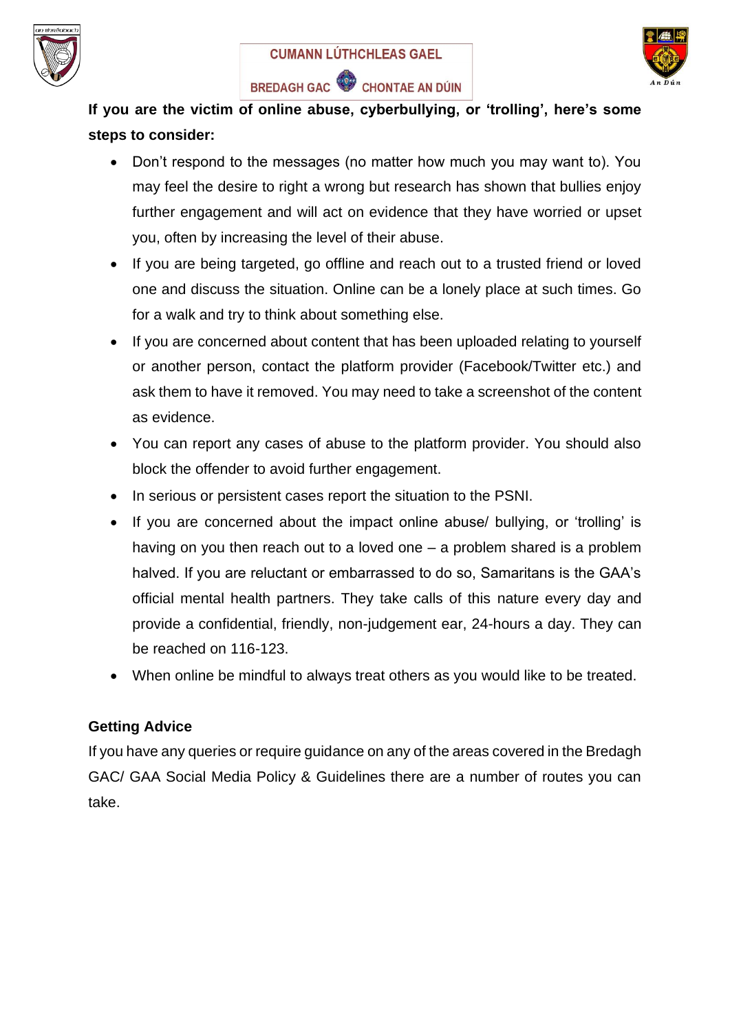**If you are the victim of online abuse, cyberbullying, or 'trolling', here's some steps to consider:**

- Don't respond to the messages (no matter how much you may want to). You may feel the desire to right a wrong but research has shown that bullies enjoy further engagement and will act on evidence that they have worried or upset you, often by increasing the level of their abuse.
- If you are being targeted, go offline and reach out to a trusted friend or loved one and discuss the situation. Online can be a lonely place at such times. Go for a walk and try to think about something else.
- If you are concerned about content that has been uploaded relating to yourself or another person, contact the platform provider (Facebook/Twitter etc.) and ask them to have it removed. You may need to take a screenshot of the content as evidence.
- You can report any cases of abuse to the platform provider. You should also block the offender to avoid further engagement.
- In serious or persistent cases report the situation to the PSNI.
- If you are concerned about the impact online abuse/ bullying, or 'trolling' is having on you then reach out to a loved one – a problem shared is a problem halved. If you are reluctant or embarrassed to do so, Samaritans is the GAA's official mental health partners. They take calls of this nature every day and provide a confidential, friendly, non-judgement ear, 24-hours a day. They can be reached on 116-123.
- When online be mindful to always treat others as you would like to be treated.

**Getting Advice**

If you have any queries or require guidance on any of the areas covered in the Bredagh GAC/ GAA Social Media Policy & Guidelines there are a number of routes you can take.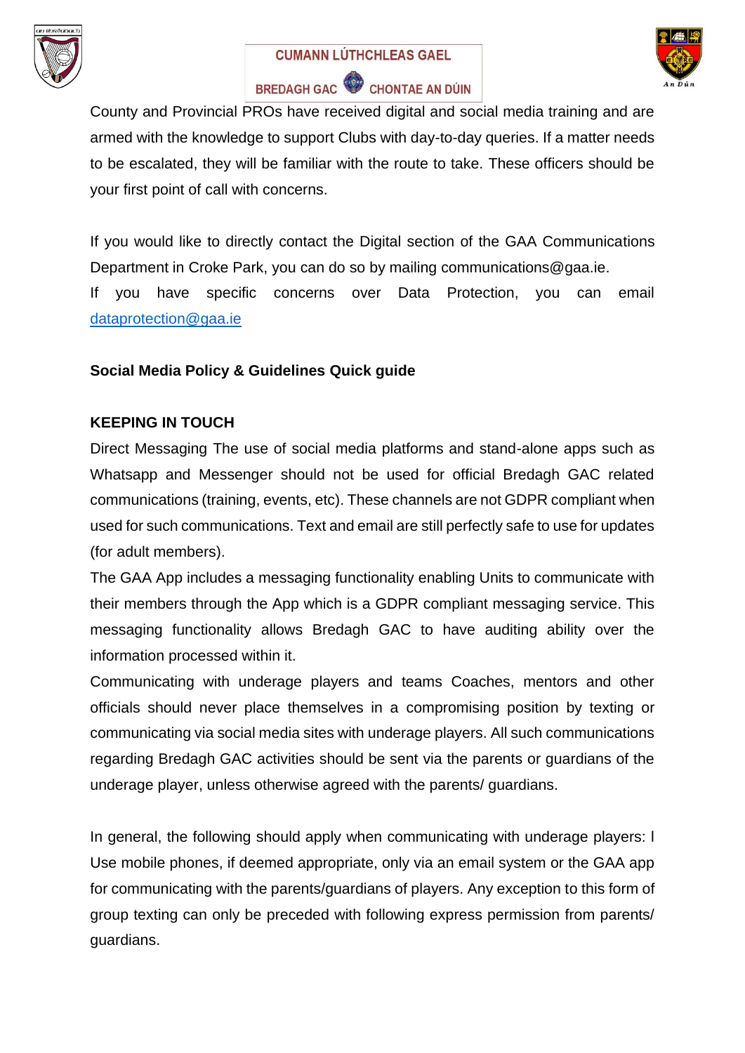County and Provincial PROs have received digital and social media training and are armed with the knowledge to support Clubs with day-to-day queries. If a matter needs to be escalated, they will be familiar with the route to take. These officers should be your first point of call with concerns.

If you would like to directly contact the Digital section of the GAA Communications Department in Croke Park, you can do so by mailing communications@gaa.ie. If you have specific concerns over Data Protection, you can email dataprotection@gaa.ie

**Social Media Policy & Guidelines Quick guide**

**KEEPING IN TOUCH**

Direct Messaging The use of social media platforms and stand-alone apps such as Whatsapp and Messenger should not be used for official Bredagh GAC related communications (training, events, etc). These channels are not GDPR compliant when used for such communications. Text and email are still perfectly safe to use for updates (for adult members).

The GAA App includes a messaging functionality enabling Units to communicate with their members through the App which is a GDPR compliant messaging service. This messaging functionality allows Bredagh GAC to have auditing ability over the information processed within it.

Communicating with underage players and teams Coaches, mentors and other officials should never place themselves in a compromising position by texting or communicating via social media sites with underage players. All such communications regarding Bredagh GAC activities should be sent via the parents or guardians of the underage player, unless otherwise agreed with the parents/ guardians.

In general, the following should apply when communicating with underage players: l Use mobile phones, if deemed appropriate, only via an email system or the GAA app for communicating with the parents/guardians of players. Any exception to this form of group texting can only be preceded with following express permission from parents/ guardians.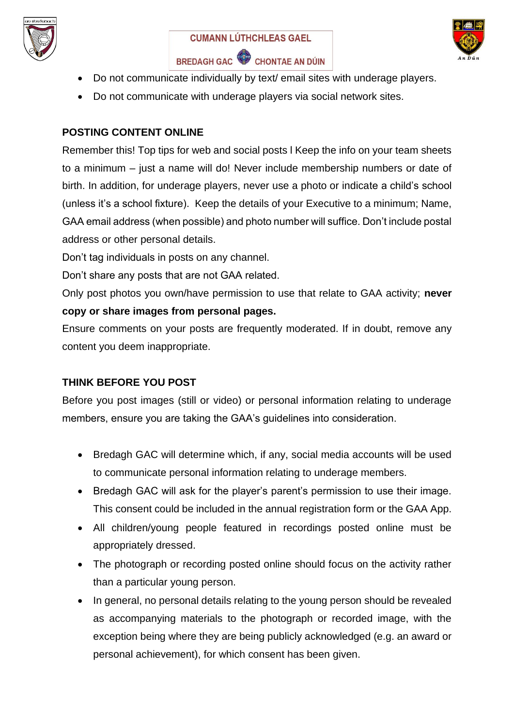- Do not communicate individually by text/ email sites with underage players.
- Do not communicate with underage players via social network sites.

**POSTING CONTENT ONLINE**

Remember this! Top tips for web and social posts l Keep the info on your team sheets to a minimum – just a name will do! Never include membership numbers or date of birth. In addition, for underage players, never use a photo or indicate a child's school (unless it's a school fixture). Keep the details of your Executive to a minimum; Name, GAA email address (when possible) and photo number will suffice. Don't include postal address or other personal details.

Don't tag individuals in posts on any channel.

Don't share any posts that are not GAA related.

Only post photos you own/have permission to use that relate to GAA activity; **never copy or share images from personal pages.**

Ensure comments on your posts are frequently moderated. If in doubt, remove any content you deem inappropriate.

**THINK BEFORE YOU POST**

Before you post images (still or video) or personal information relating to underage members, ensure you are taking the GAA's guidelines into consideration.

- Bredagh GAC will determine which, if any, social media accounts will be used to communicate personal information relating to underage members.
- Bredagh GAC will ask for the player's parent's permission to use their image. This consent could be included in the annual registration form or the GAA App.
- All children/young people featured in recordings posted online must be appropriately dressed.
- The photograph or recording posted online should focus on the activity rather than a particular young person.
- In general, no personal details relating to the young person should be revealed as accompanying materials to the photograph or recorded image, with the exception being where they are being publicly acknowledged (e.g. an award or personal achievement), for which consent has been given.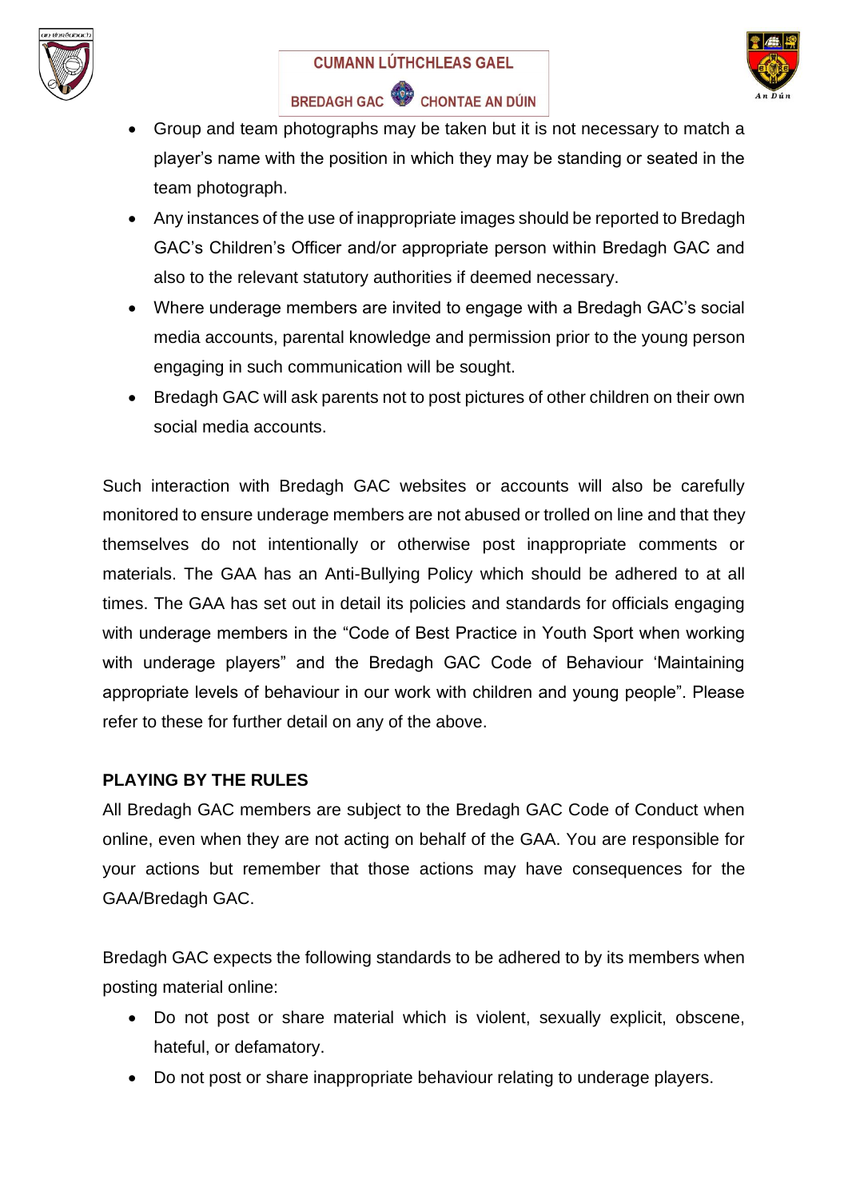- Group and team photographs may be taken but it is not necessary to match a player's name with the position in which they may be standing or seated in the team photograph.
- Any instances of the use of inappropriate images should be reported to Bredagh GAC's Children's Officer and/or appropriate person within Bredagh GAC and also to the relevant statutory authorities if deemed necessary.
- Where underage members are invited to engage with a Bredagh GAC's social media accounts, parental knowledge and permission prior to the young person engaging in such communication will be sought.
- Bredagh GAC will ask parents not to post pictures of other children on their own social media accounts.

Such interaction with Bredagh GAC websites or accounts will also be carefully monitored to ensure underage members are not abused or trolled on line and that they themselves do not intentionally or otherwise post inappropriate comments or materials. The GAA has an Anti-Bullying Policy which should be adhered to at all times. The GAA has set out in detail its policies and standards for officials engaging with underage members in the "Code of Best Practice in Youth Sport when working with underage players" and the Bredagh GAC Code of Behaviour 'Maintaining appropriate levels of behaviour in our work with children and young people". Please refer to these for further detail on any of the above.

## PLAYING BY THE RULES

All Bredagh GAC members are subject to the Bredagh GAC Code of Conduct when online, even when they are not acting on behalf of the GAA. You are responsible for your actions but remember that those actions may have consequences for the GAA/Bredagh GAC.

Bredagh GAC expects the following standards to be adhered to by its members when posting material online:

- Do not post or share material which is violent, sexually explicit, obscene, hateful, or defamatory.
- Do not post or share inappropriate behaviour relating to underage players.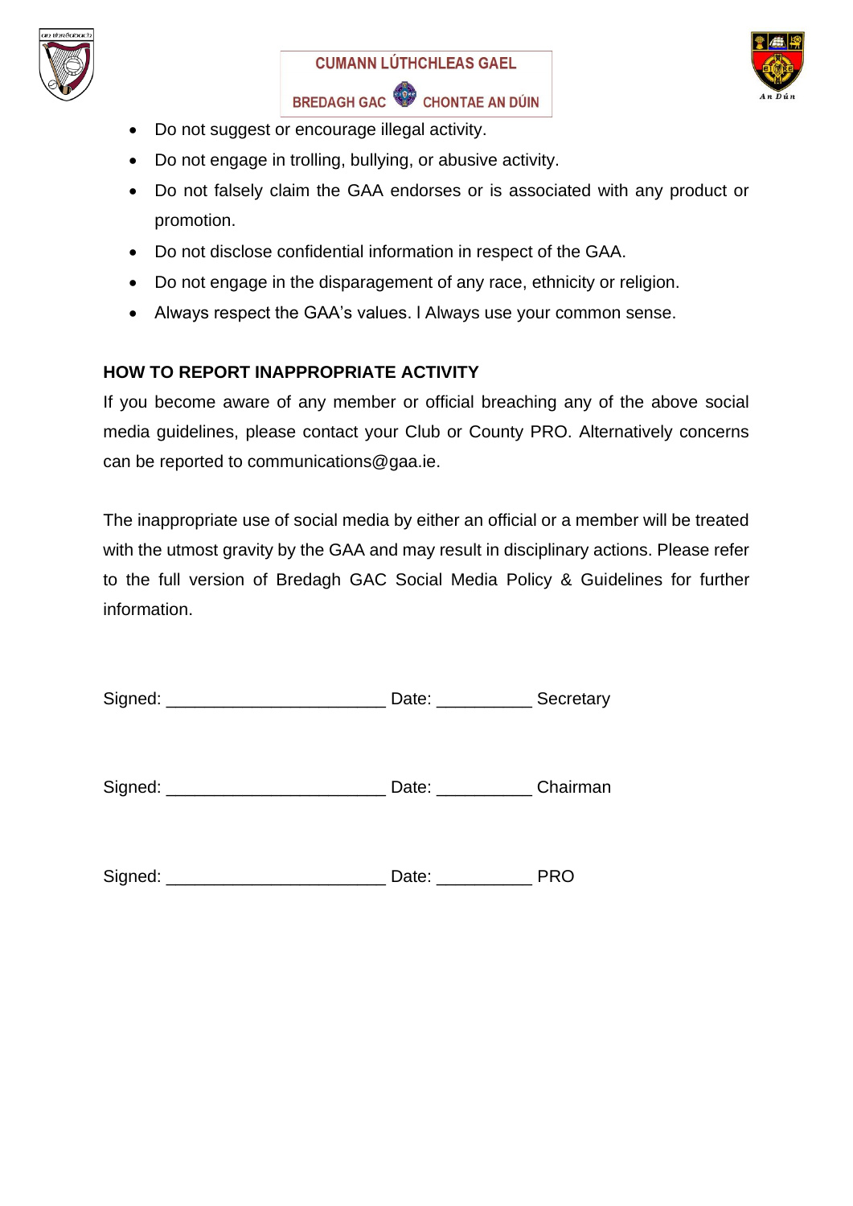- Do not suggest or encourage illegal activity.
- Do not engage in trolling, bullying, or abusive activity.
- Do not falsely claim the GAA endorses or is associated with any product or promotion.
- Do not disclose confidential information in respect of the GAA.
- Do not engage in the disparagement of any race, ethnicity or religion.
- Always respect the GAA's values. l Always use your common sense.

**HOW TO REPORT INAPPROPRIATE ACTIVITY**

If you become aware of any member or official breaching any of the above social media guidelines, please contact your Club or County PRO. Alternatively concerns can be reported to communications@gaa.ie.

The inappropriate use of social media by either an official or a member will be treated with the utmost gravity by the GAA and may result in disciplinary actions. Please refer to the full version of Bredagh GAC Social Media Policy & Guidelines for further information.

Signed: ______________________ Date: __________ Secretary

Signed: ______________________ Date: __________ Chairman

Signed: ______________________ Date: __________ PRO